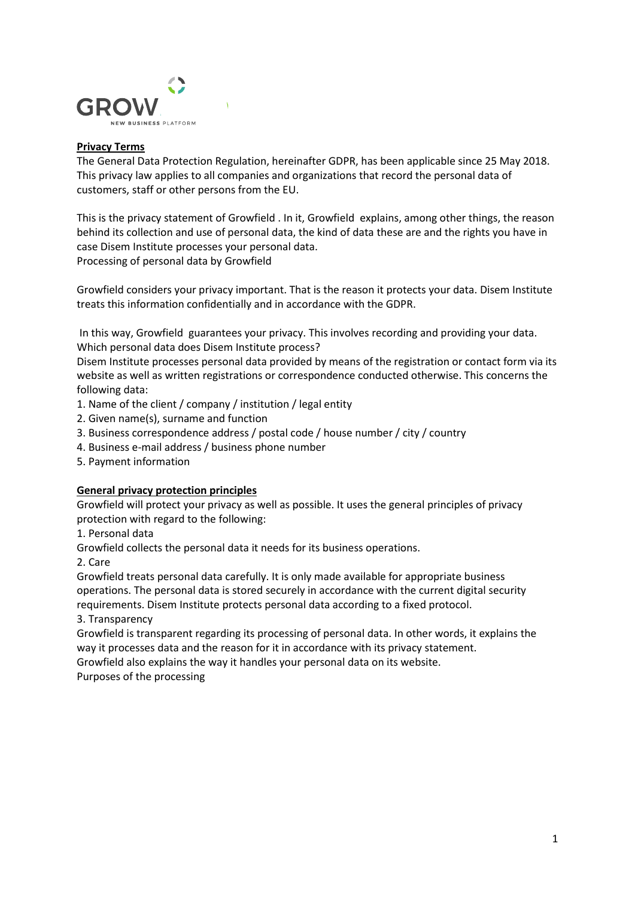GROW
NEW BUSINESS PLATFORM

**Privacy Terms**

The General Data Protection Regulation, hereinafter GDPR, has been applicable since 25 May 2018. This privacy law applies to all companies and organizations that record the personal data of customers, staff or other persons from the EU.

This is the privacy statement of Growfield . In it, Growfield explains, among other things, the reason behind its collection and use of personal data, the kind of data these are and the rights you have in case Disem Institute processes your personal data.

Processing of personal data by Growfield

Growfield considers your privacy important. That is the reason it protects your data. Disem Institute treats this information confidentially and in accordance with the GDPR.

In this way, Growfield guarantees your privacy. This involves recording and providing your data.

Which personal data does Disem Institute process?

Disem Institute processes personal data provided by means of the registration or contact form via its website as well as written registrations or correspondence conducted otherwise. This concerns the following data:

1. Name of the client / company / institution / legal entity
2. Given name(s), surname and function
3. Business correspondence address / postal code / house number / city / country
4. Business e-mail address / business phone number
5. Payment information

**General privacy protection principles**

Growfield will protect your privacy as well as possible. It uses the general principles of privacy protection with regard to the following:

1. Personal data

Growfield collects the personal data it needs for its business operations.

2. Care

Growfield treats personal data carefully. It is only made available for appropriate business operations. The personal data is stored securely in accordance with the current digital security requirements. Disem Institute protects personal data according to a fixed protocol.

3. Transparency

Growfield is transparent regarding its processing of personal data. In other words, it explains the way it processes data and the reason for it in accordance with its privacy statement.

Growfield also explains the way it handles your personal data on its website.

Purposes of the processing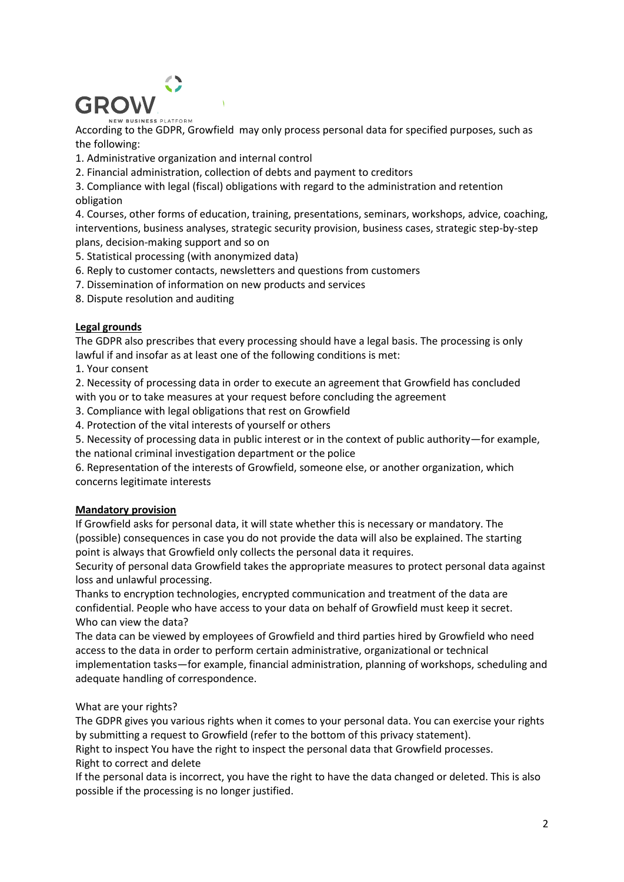According to the GDPR, Growfield may only process personal data for specified purposes, such as the following:

1. Administrative organization and internal control
2. Financial administration, collection of debts and payment to creditors
3. Compliance with legal (fiscal) obligations with regard to the administration and retention obligation
4. Courses, other forms of education, training, presentations, seminars, workshops, advice, coaching, interventions, business analyses, strategic security provision, business cases, strategic step-by-step plans, decision-making support and so on
5. Statistical processing (with anonymized data)
6. Reply to customer contacts, newsletters and questions from customers
7. Dissemination of information on new products and services
8. Dispute resolution and auditing

**Legal grounds**

The GDPR also prescribes that every processing should have a legal basis. The processing is only lawful if and insofar as at least one of the following conditions is met:

1. Your consent
2. Necessity of processing data in order to execute an agreement that Growfield has concluded with you or to take measures at your request before concluding the agreement
3. Compliance with legal obligations that rest on Growfield
4. Protection of the vital interests of yourself or others
5. Necessity of processing data in public interest or in the context of public authority—for example, the national criminal investigation department or the police
6. Representation of the interests of Growfield, someone else, or another organization, which concerns legitimate interests

**Mandatory provision**

If Growfield asks for personal data, it will state whether this is necessary or mandatory. The (possible) consequences in case you do not provide the data will also be explained. The starting point is always that Growfield only collects the personal data it requires.

Security of personal data Growfield takes the appropriate measures to protect personal data against loss and unlawful processing.

Thanks to encryption technologies, encrypted communication and treatment of the data are confidential. People who have access to your data on behalf of Growfield must keep it secret.

Who can view the data?

The data can be viewed by employees of Growfield and third parties hired by Growfield who need access to the data in order to perform certain administrative, organizational or technical implementation tasks—for example, financial administration, planning of workshops, scheduling and adequate handling of correspondence.

What are your rights?

The GDPR gives you various rights when it comes to your personal data. You can exercise your rights by submitting a request to Growfield (refer to the bottom of this privacy statement).

Right to inspect You have the right to inspect the personal data that Growfield processes.

Right to correct and delete

If the personal data is incorrect, you have the right to have the data changed or deleted. This is also possible if the processing is no longer justified.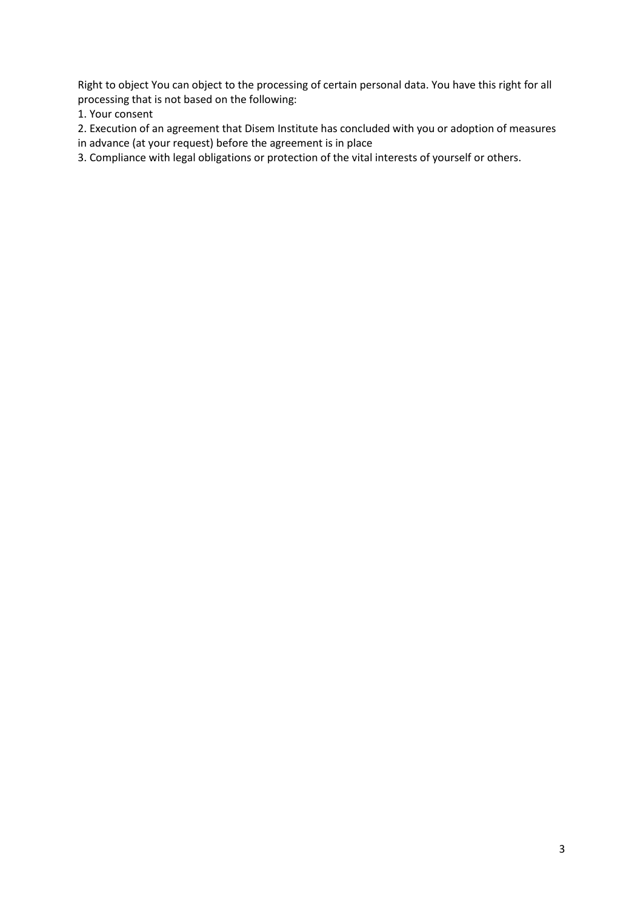Right to object You can object to the processing of certain personal data. You have this right for all processing that is not based on the following:

1. Your consent
2. Execution of an agreement that Disem Institute has concluded with you or adoption of measures in advance (at your request) before the agreement is in place
3. Compliance with legal obligations or protection of the vital interests of yourself or others.